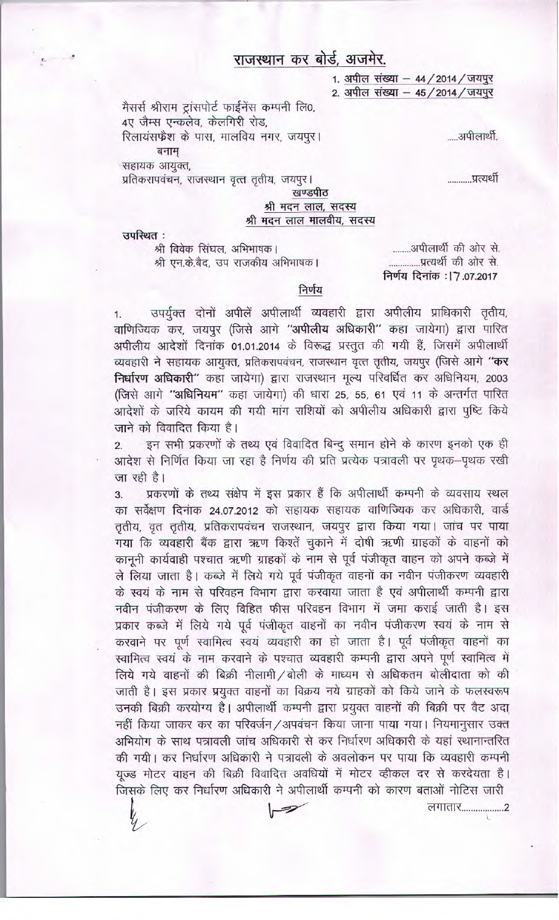# राजस्थान कर बोर्ड, अजमेर.

1. अपील संख्या – 44/2014/जयपुर
2. अपील संख्या – 45/2014/जयपुर

मैसर्स श्रीराम ट्रांसपोर्ट फाईनेंस कम्पनी लि0,
4ए जैम्स एन्कलेव, केलगिरी रोड,
रिलायंसफ्रेश के पास, मालविय नगर, जयपुर। .....अपीलार्थी.

बनाम्

सहायक आयुक्त,
प्रतिकरापवंचन, राजस्थान वृत्त तृतीय, जयपुर। ...........प्रत्यर्थी

खण्डपीठ
श्री मदन लाल, सदस्य
श्री मदन लाल मालवीय, सदस्य

उपस्थित :

श्री विवेक सिंघल, अभिभाषक। ........अपीलार्थी की ओर से.
श्री एन.के.बैद, उप राजकीय अभिभाषक। ..............प्रत्यर्थी की ओर से.

निर्णय दिनांक : 17.07.2017

## निर्णय

1. उपर्युक्त दोनों अपीलें अपीलार्थी व्यवहारी द्वारा अपीलीय प्राधिकारी तृतीय, वाणिज्यिक कर, जयपुर (जिसे आगे **"अपीलीय अधिकारी"** कहा जायेगा) द्वारा पारित अपीलीय आदेशों दिनांक 01.01.2014 के विरूद्ध प्रस्तुत की गयी हैं, जिसमें अपीलार्थी व्यवहारी ने सहायक आयुक्त, प्रतिकरापवंचन, राजस्थान वृत्त तृतीय, जयपुर (जिसे आगे **"कर निर्धारण अधिकारी"** कहा जायेगा) द्वारा राजस्थान मूल्य परिवर्धित कर अधिनियम, 2003 (जिसे आगे **"अधिनियम"** कहा जायेगा) की धारा 25, 55, 61 एवं 11 के अन्तर्गत पारित आदेशों के जरिये कायम की गयी मांग राशियों को अपीलीय अधिकारी द्वारा पुष्टि किये जाने को विवादित किया है।

2. इन सभी प्रकरणों के तथ्य एवं विवादित बिन्दु समान होने के कारण इनको एक ही आदेश से निर्णित किया जा रहा है निर्णय की प्रति प्रत्येक पत्रावली पर पृथक–पृथक रखी जा रही है।

3. प्रकरणों के तथ्य संक्षेप में इस प्रकार हैं कि अपीलार्थी कम्पनी के व्यवसाय स्थल का सर्वेक्षण दिनांक 24.07.2012 को सहायक सहायक वाणिज्यिक कर अधिकारी, वार्ड तृतीय, वृत तृतीय, प्रतिकरापवंचन राजस्थान, जयपुर द्वारा किया गया। जांच पर पाया गया कि व्यवहारी बैंक द्वारा ऋण किश्तें चुकाने में दोषी ऋणी ग्राहकों के वाहनों को कानूनी कार्यवाही पश्चात ऋणी ग्राहकों के नाम से पूर्व पंजीकृत वाहन को अपने कब्जे में ले लिया जाता है। कब्जे में लिये पूर्व पंजीकृत वाहनों का नवीन पंजीकरण व्यवहारी के स्वयं के नाम से परिवहन विभाग द्वारा करवाया जाता है एवं अपीलार्थी कम्पनी द्वारा नवीन पंजीकरण के लिए विहित फीस परिवहन विभाग में जमा कराई जाती है। इस प्रकार कब्जे में लिये गये पूर्व पंजीकृत वाहनों का नवीन पंजीकरण स्वयं के नाम से करवाने पर पूर्ण स्वामित्व स्वयं व्यवहारी का हो जाता है। पूर्व पंजीकृत वाहनों का स्वामित्व स्वयं के नाम करवाने के पश्चात व्यवहारी कम्पनी द्वारा अपने पूर्ण स्वामित्व में लिये गये वाहनों की बिक्री नीलामी/बोली के माध्यम से अधिकतम बोलीदाता को की जाती है। इस प्रकार प्रयुक्त वाहनों का विक्रय नये ग्राहकों को किये जाने के फलस्वरूप उनकी बिक्री करयोग्य है। अपीलार्थी कम्पनी द्वारा प्रयुक्त वाहनों की बिक्री पर वैट अदा नहीं किया जाकर कर का परिवर्जन/अपवंचन किया जाना पाया गया। नियमानुसार उक्त अभियोग के साथ पत्रावली जांच अधिकारी से कर निर्धारण अधिकारी के यहां स्थानान्तरित की गयी। कर निर्धारण अधिकारी ने पत्रावली के अवलोकन पर पाया कि व्यवहारी कम्पनी यूज्ड मोटर वाहन की बिक्री विवादित अवधियों में मोटर व्हीकल दर से करदेयता है। जिसके लिए कर निर्धारण अधिकारी ने अपीलार्थी कम्पनी को कारण बताओं नोटिस जारी

लगातार.................2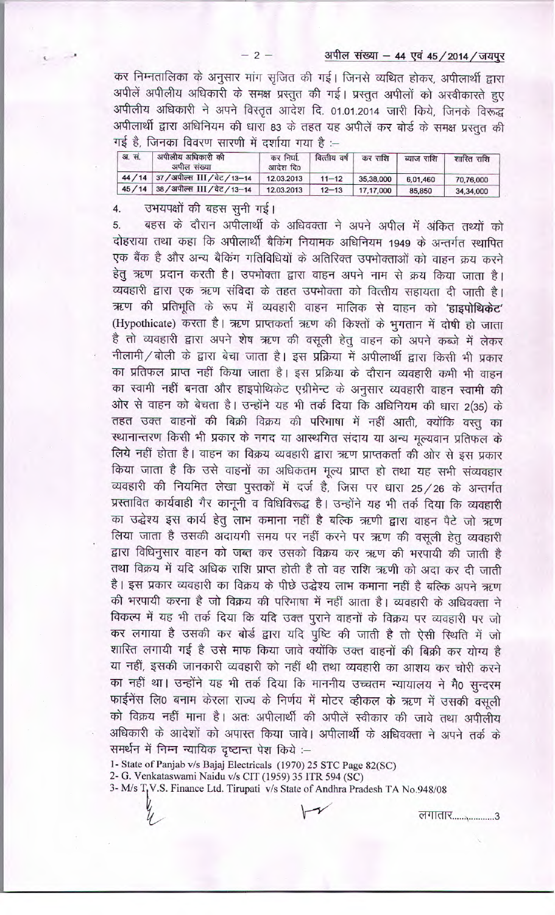कर निम्नतालिका के अनुसार मांग सृजित की गई। जिनसे व्यथित होकर, अपीलार्थी द्वारा अपीलें अपीलीय अधिकारी के समक्ष प्रस्तुत की गई। प्रस्तुत अपीलों को अस्वीकारते हुए अपीलीय अधिकारी ने अपने विस्तृत आदेश दि. 01.01.2014 जारी किये, जिनके विरूद्ध अपीलार्थी द्वारा अधिनियम की धारा 83 के तहत यह अपीलें कर बोर्ड के समक्ष प्रस्तुत की गई है, जिनका विवरण सारणी में दर्शाया गया है :–

| क्र. सं. | अपीलीय अधिकारी की अपील संख्या | कर निर्धा. आदेश दि0 | वित्तीय वर्ष | कर राशि | ब्याज राशि | शास्ति राशि |
|---|---|---|---|---|---|---|
| 44/14 | 37/अपील्स III/वेट/13–14 | 12.03.2013 | 11–12 | 35,38,000 | 6,01,460 | 70,76,000 |
| 45/14 | 38/अपील्स III/वेट/13–14 | 12.03.2013 | 12–13 | 17,17,000 | 85,850 | 34,34,000 |

4. उभयपक्षों की बहस सुनी गई।

5. बहस के दौरान अपीलार्थी के अधिवक्ता ने अपने अपील में अंकित तथ्यों को दोहराया तथा कहा कि अपीलार्थी बैंकिंग नियामक अधिनियम 1949 के अन्तर्गत स्थापित एक बैंक है और अन्य बैंकिंग गतिविधियों के अतिरिक्त उपभोक्ताओं को वाहन क्रय करने हेतु ऋण प्रदान करती है। उपभोक्ता द्वारा वाहन अपने नाम से क्रय किया जाता है। व्यवहारी द्वारा एक ऋण संविदा के तहत उपभोक्ता को वित्तीय सहायता दी जाती है। ऋण की प्रतिभूति के रूप में व्यवहारी वाहन मालिक से वाहन को **'हाइपोथिकेट'** (Hypothicate) करता है। ऋण प्राप्तकर्ता ऋण की किश्तों के भुगतान में दोषी हो जाता है तो व्यवहारी द्वारा अपने शेष ऋण की वसूली हेतु वाहन को अपने कब्जे में लेकर नीलामी/बोली के द्वारा बेचा जाता है। इस प्रक्रिया में अपीलार्थी द्वारा किसी भी प्रकार का प्रतिफल प्राप्त नहीं किया जाता है। इस प्रक्रिया के दौरान व्यवहारी कभी भी वाहन का स्वामी नहीं बनता और हाइपोथिकेट एग्रीमेन्ट के अनुसार व्यवहारी वाहन स्वामी की ओर से वाहन को बेचता है। उन्होंने यह भी तर्क दिया कि अधिनियम की धारा 2(35) के तहत उक्त वाहनों की बिक्री विक्रय की परिभाषा में नहीं आती, क्योंकि वस्तु का स्थानान्तरण किसी भी प्रकार के नगद या आस्थगित संदाय या अन्य मूल्यवान प्रतिफल के लिये नहीं होता है। वाहन का विक्रय व्यवहारी द्वारा ऋण प्राप्तकर्ता की ओर से इस प्रकार किया जाता है कि उसे वाहनों का अधिकतम मूल्य प्राप्त हो तथा यह सभी संव्यवहार व्यवहारी की नियमित लेखा पुस्तकों में दर्ज है, जिस पर धारा 25/26 के अन्तर्गत प्रस्तावित कार्यवाही गैर कानूनी व विधिविरूद्ध है। उन्होंने यह भी तर्क दिया कि व्यवहारी का उद्देश्य इस कार्य हेतु लाभ कमाना नहीं है बल्कि ऋणी द्वारा वाहन पैटे जो ऋण लिया जाता है उसकी अदायगी समय पर नहीं करने पर ऋण की वसूली हेतु व्यवहारी द्वारा विधिनुसार वाहन को जब्त कर उसको विक्रय कर ऋण की भरपायी की जाती है तथा विक्रय में यदि अधिक राशि प्राप्त होती है तो वह राशि ऋणी को अदा कर दी जाती है। इस प्रकार व्यवहारी का विक्रय के पीछे उद्देश्य लाभ कमाना नहीं है बल्कि अपने ऋण की भरपायी करना है जो विक्रय की परिभाषा में नहीं आता है। व्यवहारी के अधिवक्ता ने विकल्प में यह भी तर्क दिया कि यदि उक्त पुराने वाहनों के विक्रय पर व्यवहारी पर जो कर लगाया है उसकी कर बोर्ड द्वारा यदि पुष्टि की जाती है तो ऐसी स्थिति में जो शास्ति लगायी गई है उसे माफ किया जावे क्योंकि उक्त वाहनों की बिक्री कर योग्य है या नहीं, इसकी जानकारी व्यवहारी को नहीं थी तथा व्यवहारी का आशय कर चोरी करने का नहीं था। उन्होंने यह भी तर्क दिया कि माननीय उच्चतम न्यायालय ने मै0 सुन्दरम फाईनेंस लि0 बनाम केरला राज्य के निर्णय में मोटर व्हीकल के ऋण में उसकी वसूली को विक्रय नहीं माना है। अतः अपीलार्थी की अपीलें स्वीकार की जावे तथा अपीलीय अधिकारी के आदेशों को अपास्त किया जावे। अपीलार्थी के अधिवक्ता ने अपने तर्क के समर्थन में निम्न न्यायिक दृष्टान्त पेश किये :–

1- State of Panjab v/s Bajaj Electricals (1970) 25 STC Page 82(SC)
2- G. Venkataswami Naidu v/s CIT (1959) 35 ITR 594 (SC)
3- M/s T.V.S. Finance Ltd. Tirupati v/s State of Andhra Pradesh TA No.948/08

लगातार..............3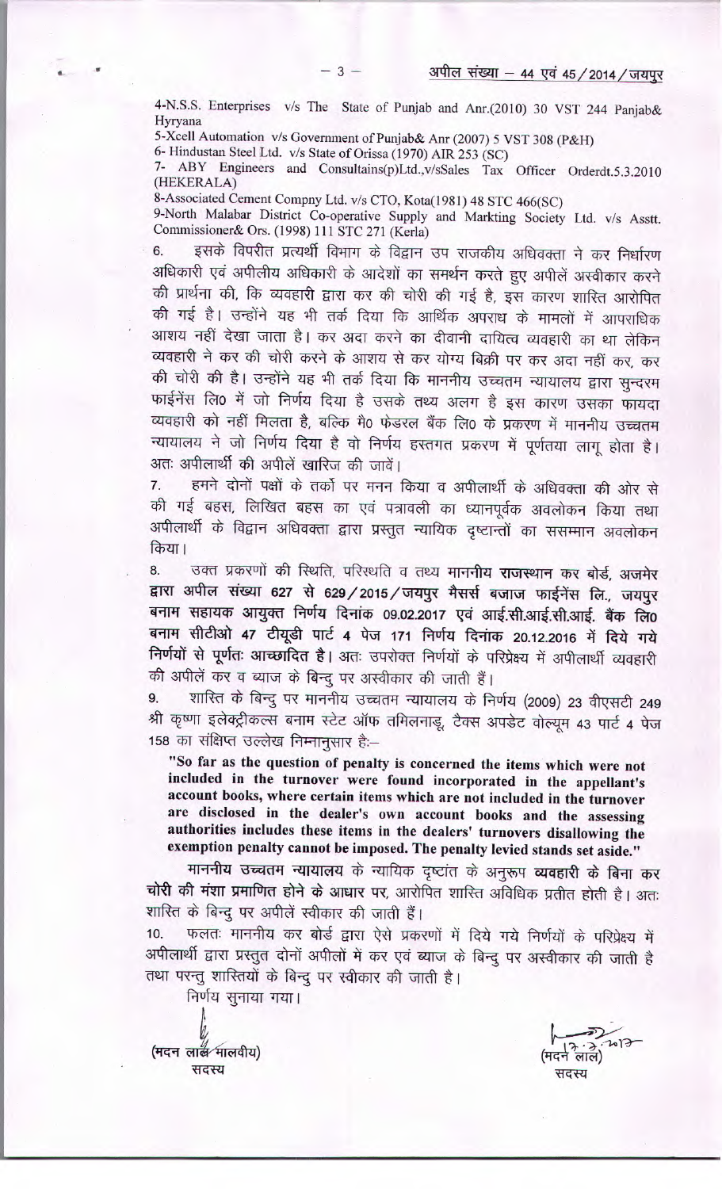4-N.S.S. Enterprises v/s The State of Punjab and Anr.(2010) 30 VST 244 Panjab& Hyryana

5-Xcell Automation v/s Government of Punjab& Anr (2007) 5 VST 308 (P&H)

6- Hindustan Steel Ltd. v/s State of Orissa (1970) AIR 253 (SC)

7- ABY Engineers and Consultains(p)Ltd.,v/sSales Tax Officer Orderdt.5.3.2010 (HEKERALA)

8-Associated Cement Compny Ltd. v/s CTO, Kota(1981) 48 STC 466(SC)

9-North Malabar District Co-operative Supply and Markting Society Ltd. v/s Asstt. Commissioner& Ors. (1998) 111 STC 271 (Kerla)

6. इसके विपरीत प्रत्यर्थी विभाग के विद्वान उप राजकीय अधिवक्ता ने कर निर्धारण अधिकारी एवं अपीलीय अधिकारी के आदेशों का समर्थन करते हुए अपीलें अस्वीकार करने की प्रार्थना की, कि व्यवहारी द्वारा कर की चोरी की गई है, इस कारण शास्ति आरोपित की गई है। उन्होंने यह भी तर्क दिया कि आर्थिक अपराध के मामलों में आपराधिक आशय नहीं देखा जाता है। कर अदा करने का दीवानी दायित्व व्यवहारी का था लेकिन व्यवहारी ने कर की चोरी करने के आशय से कर योग्य बिक्री पर कर अदा नहीं कर, कर की चोरी की है। उन्होंने यह भी तर्क दिया कि माननीय उच्चतम न्यायालय द्वारा सुन्दरम फाईनेंस लि० में जो निर्णय दिया है उसके तथ्य अलग है इस कारण उसका फायदा व्यवहारी को नहीं मिलता है, बल्कि मै० फेडरल बैंक लि० के प्रकरण में माननीय उच्चतम न्यायालय ने जो निर्णय दिया है वो निर्णय हस्तगत प्रकरण में पूर्णतया लागू होता है। अतः अपीलार्थी की अपीलें खारिज की जावें।

7. हमने दोनों पक्षों के तर्को पर मनन किया व अपीलार्थी के अधिवक्ता की ओर से की गई बहस, लिखित बहस का एवं पत्रावली का ध्यानपूर्वक अवलोकन किया तथा अपीलार्थी के विद्वान अधिवक्ता द्वारा प्रस्तुत न्यायिक दृष्टान्तों का ससम्मान अवलोकन किया।

8. उक्त प्रकरणों की स्थिति, परिस्थिति व तथ्य **माननीय राजस्थान कर बोर्ड, अजमेर द्वारा अपील संख्या 627 से 629/2015/जयपुर मैसर्स बजाज फाईनेंस लि., जयपुर बनाम सहायक आयुक्त निर्णय दिनांक 09.02.2017 एवं आई.सी.आई.सी.आई. बैंक लि० बनाम सीटीओ 47 टीयूडी पार्ट 4 पेज 171 निर्णय दिनांक 20.12.2016 में दिये गये निर्णयों से पूर्णतः आच्छादित है।** अतः उपरोक्त निर्णयों के परिप्रेक्ष्य में अपीलार्थी व्यवहारी की अपीलें कर व ब्याज के बिन्दु पर अस्वीकार की जाती हैं।

9. शास्ति के बिन्दु पर माननीय उच्चतम न्यायालय के निर्णय (2009) 23 वीएसटी 249 श्री कृष्णा इलेक्ट्रीकल्स बनाम स्टेट ऑफ तमिलनाडू, टैक्स अपडेट वोल्यूम 43 पार्ट 4 पेज 158 का संक्षिप्त उल्लेख निम्नानुसार है:-

**"So far as the question of penalty is concerned the items which were not included in the turnover were found incorporated in the appellant's account books, where certain items which are not included in the turnover are disclosed in the dealer's own account books and the assessing authorities includes these items in the dealers' turnovers disallowing the exemption penalty cannot be imposed. The penalty levied stands set aside."**

माननीय उच्चतम न्यायालय के न्यायिक दृष्टांत के अनुरूप **व्यवहारी के बिना कर चोरी की मंशा प्रमाणित होने के आधार पर,** आरोपित शास्ति अविधिक प्रतीत होती है। अतः शास्ति के बिन्दु पर अपीलें स्वीकार की जाती हैं।

10. फलतः माननीय कर बोर्ड द्वारा ऐसे प्रकरणों में दिये गये निर्णयों के परिप्रेक्ष्य में अपीलार्थी द्वारा प्रस्तुत दोनों अपीलों में कर एवं ब्याज के बिन्दु पर अस्वीकार की जाती है तथा परन्तु शास्तियों के बिन्दु पर स्वीकार की जाती है।

निर्णय सुनाया गया।

(मदन लाल मालवीय)
सदस्य

(मदन लाल)
सदस्य